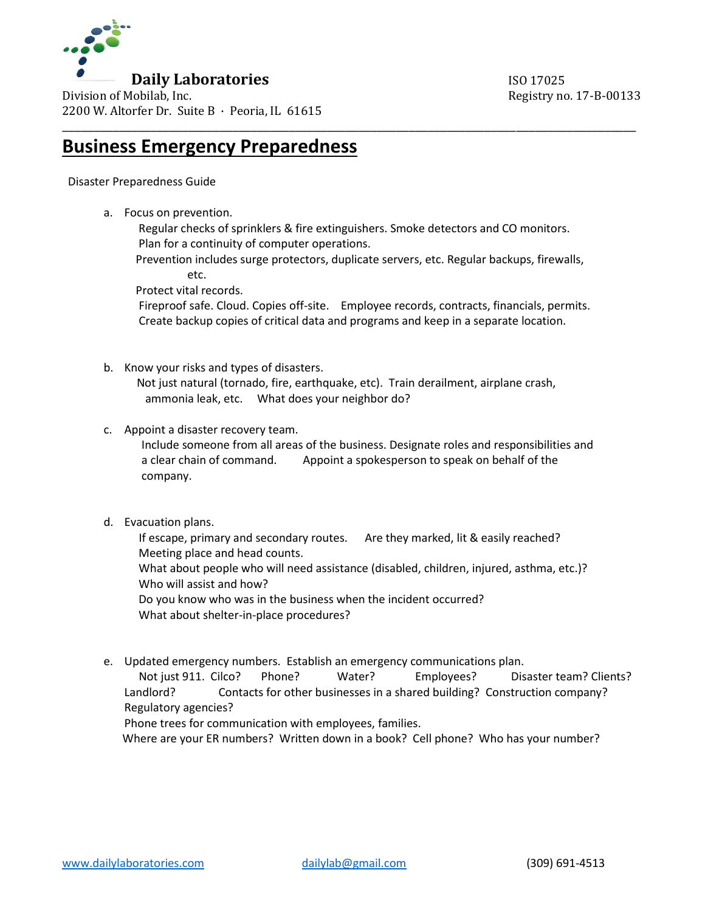**Daily Laboratories**
Division of Mobilab, Inc.
2200 W. Altorfer Dr. Suite B · Peoria, IL 61615

ISO 17025
Registry no. 17-B-00133

# Business Emergency Preparedness

Disaster Preparedness Guide

a. Focus on prevention.
   Regular checks of sprinklers & fire extinguishers. Smoke detectors and CO monitors.
   Plan for a continuity of computer operations.
   Prevention includes surge protectors, duplicate servers, etc. Regular backups, firewalls, etc.
   Protect vital records.
   Fireproof safe. Cloud. Copies off-site. Employee records, contracts, financials, permits.
   Create backup copies of critical data and programs and keep in a separate location.

b. Know your risks and types of disasters.
   Not just natural (tornado, fire, earthquake, etc). Train derailment, airplane crash, ammonia leak, etc. What does your neighbor do?

c. Appoint a disaster recovery team.
   Include someone from all areas of the business. Designate roles and responsibilities and a clear chain of command. Appoint a spokesperson to speak on behalf of the company.

d. Evacuation plans.
   If escape, primary and secondary routes. Are they marked, lit & easily reached?
   Meeting place and head counts.
   What about people who will need assistance (disabled, children, injured, asthma, etc.)?
   Who will assist and how?
   Do you know who was in the business when the incident occurred?
   What about shelter-in-place procedures?

e. Updated emergency numbers. Establish an emergency communications plan.
   Not just 911. Cilco? Phone? Water? Employees? Disaster team? Clients? Landlord? Contacts for other businesses in a shared building? Construction company? Regulatory agencies?
   Phone trees for communication with employees, families.
   Where are your ER numbers? Written down in a book? Cell phone? Who has your number?

www.dailylaboratories.com dailylab@gmail.com (309) 691-4513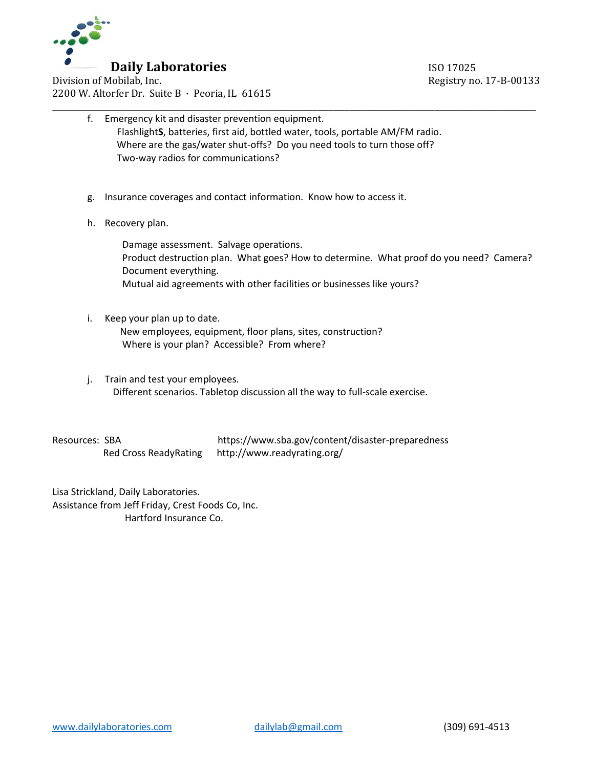f. Emergency kit and disaster prevention equipment.
   Flashlight**S**, batteries, first aid, bottled water, tools, portable AM/FM radio.
   Where are the gas/water shut-offs? Do you need tools to turn those off?
   Two-way radios for communications?

g. Insurance coverages and contact information. Know how to access it.

h. Recovery plan.

   Damage assessment. Salvage operations.
   Product destruction plan. What goes? How to determine. What proof do you need? Camera?
   Document everything.
   Mutual aid agreements with other facilities or businesses like yours?

i. Keep your plan up to date.
   New employees, equipment, floor plans, sites, construction?
   Where is your plan? Accessible? From where?

j. Train and test your employees.
   Different scenarios. Tabletop discussion all the way to full-scale exercise.

Resources: SBA https://www.sba.gov/content/disaster-preparedness
Red Cross ReadyRating http://www.readyrating.org/

Lisa Strickland, Daily Laboratories.
Assistance from Jeff Friday, Crest Foods Co, Inc.
Hartford Insurance Co.